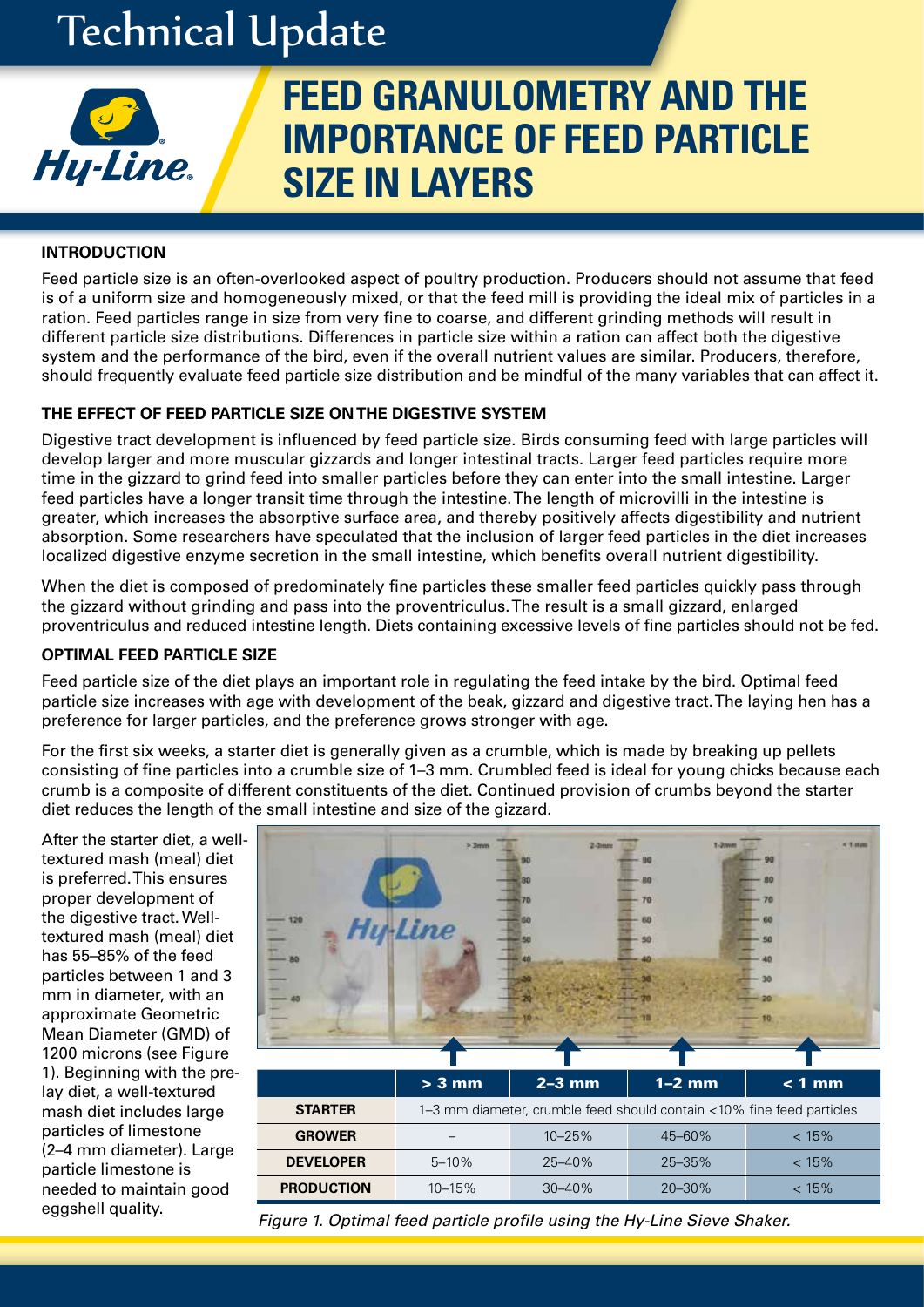# Technical Update

Hy-Line

# FEED GRANULOMETRY AND THE IMPORTANCE OF FEED PARTICLE SIZE IN LAYERS

## INTRODUCTION

Feed particle size is an often-overlooked aspect of poultry production. Producers should not assume that feed is of a uniform size and homogeneously mixed, or that the feed mill is providing the ideal mix of particles in a ration. Feed particles range in size from very fine to coarse, and different grinding methods will result in different particle size distributions. Differences in particle size within a ration can affect both the digestive system and the performance of the bird, even if the overall nutrient values are similar. Producers, therefore, should frequently evaluate feed particle size distribution and be mindful of the many variables that can affect it.

## THE EFFECT OF FEED PARTICLE SIZE ON THE DIGESTIVE SYSTEM

Digestive tract development is influenced by feed particle size. Birds consuming feed with large particles will develop larger and more muscular gizzards and longer intestinal tracts. Larger feed particles require more time in the gizzard to grind feed into smaller particles before they can enter into the small intestine. Larger feed particles have a longer transit time through the intestine. The length of microvilli in the intestine is greater, which increases the absorptive surface area, and thereby positively affects digestibility and nutrient absorption. Some researchers have speculated that the inclusion of larger feed particles in the diet increases localized digestive enzyme secretion in the small intestine, which benefits overall nutrient digestibility.

When the diet is composed of predominately fine particles these smaller feed particles quickly pass through the gizzard without grinding and pass into the proventriculus. The result is a small gizzard, enlarged proventriculus and reduced intestine length. Diets containing excessive levels of fine particles should not be fed.

## OPTIMAL FEED PARTICLE SIZE

Feed particle size of the diet plays an important role in regulating the feed intake by the bird. Optimal feed particle size increases with age with development of the beak, gizzard and digestive tract. The laying hen has a preference for larger particles, and the preference grows stronger with age.

For the first six weeks, a starter diet is generally given as a crumble, which is made by breaking up pellets consisting of fine particles into a crumble size of 1–3 mm. Crumbled feed is ideal for young chicks because each crumb is a composite of different constituents of the diet. Continued provision of crumbs beyond the starter diet reduces the length of the small intestine and size of the gizzard.

After the starter diet, a well-textured mash (meal) diet is preferred. This ensures proper development of the digestive tract. Well-textured mash (meal) diet has 55–85% of the feed particles between 1 and 3 mm in diameter, with an approximate Geometric Mean Diameter (GMD) of 1200 microns (see Figure 1). Beginning with the pre-lay diet, a well-textured mash diet includes large particles of limestone (2–4 mm diameter). Large particle limestone is needed to maintain good eggshell quality.

| | > 3 mm | 2–3 mm | 1–2 mm | < 1 mm |
|---|---|---|---|---|
| **STARTER** | 1–3 mm diameter, crumble feed should contain <10% fine feed particles | | | |
| **GROWER** | – | 10–25% | 45–60% | < 15% |
| **DEVELOPER** | 5–10% | 25–40% | 25–35% | < 15% |
| **PRODUCTION** | 10–15% | 30–40% | 20–30% | < 15% |

*Figure 1. Optimal feed particle profile using the Hy-Line Sieve Shaker.*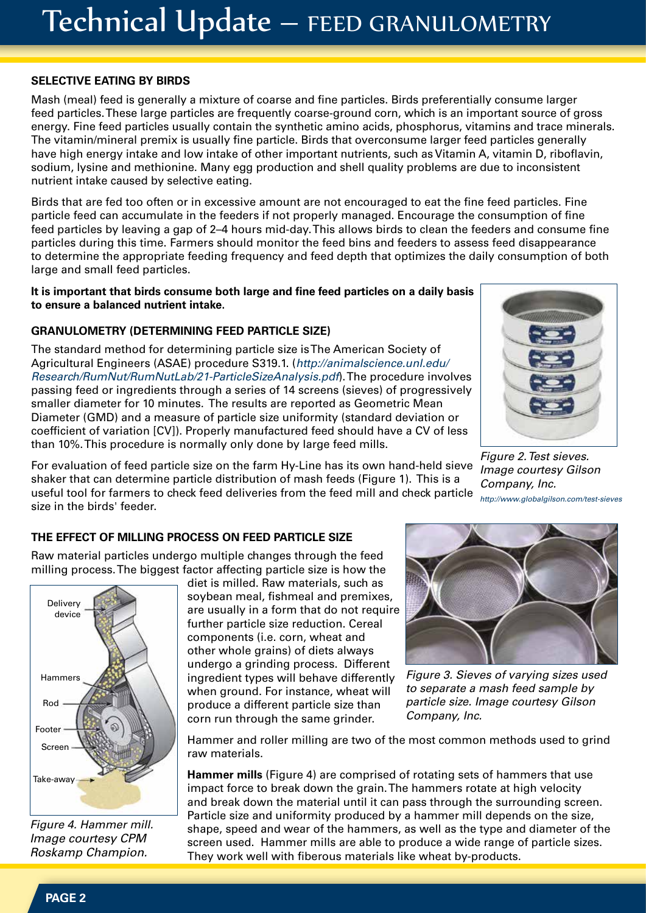## SELECTIVE EATING BY BIRDS

Mash (meal) feed is generally a mixture of coarse and fine particles. Birds preferentially consume larger feed particles. These large particles are frequently coarse-ground corn, which is an important source of gross energy. Fine feed particles usually contain the synthetic amino acids, phosphorus, vitamins and trace minerals. The vitamin/mineral premix is usually fine particle. Birds that overconsume larger feed particles generally have high energy intake and low intake of other important nutrients, such as Vitamin A, vitamin D, riboflavin, sodium, lysine and methionine. Many egg production and shell quality problems are due to inconsistent nutrient intake caused by selective eating.

Birds that are fed too often or in excessive amount are not encouraged to eat the fine feed particles. Fine particle feed can accumulate in the feeders if not properly managed. Encourage the consumption of fine feed particles by leaving a gap of 2–4 hours mid-day. This allows birds to clean the feeders and consume fine particles during this time. Farmers should monitor the feed bins and feeders to assess feed disappearance to determine the appropriate feeding frequency and feed depth that optimizes the daily consumption of both large and small feed particles.

**It is important that birds consume both large and fine feed particles on a daily basis to ensure a balanced nutrient intake.**

## GRANULOMETRY (DETERMINING FEED PARTICLE SIZE)

The standard method for determining particle size is The American Society of Agricultural Engineers (ASAE) procedure S319.1. (*http://animalscience.unl.edu/Research/RumNut/RumNutLab/21-ParticleSizeAnalysis.pdf*). The procedure involves passing feed or ingredients through a series of 14 screens (sieves) of progressively smaller diameter for 10 minutes. The results are reported as Geometric Mean Diameter (GMD) and a measure of particle size uniformity (standard deviation or coefficient of variation [CV]). Properly manufactured feed should have a CV of less than 10%. This procedure is normally only done by large feed mills.

For evaluation of feed particle size on the farm Hy-Line has its own hand-held sieve shaker that can determine particle distribution of mash feeds (Figure 1). This is a useful tool for farmers to check feed deliveries from the feed mill and check particle size in the birds' feeder.

*Figure 2. Test sieves. Image courtesy Gilson Company, Inc.* *http://www.globalgilson.com/test-sieves*

## THE EFFECT OF MILLING PROCESS ON FEED PARTICLE SIZE

Raw material particles undergo multiple changes through the feed milling process. The biggest factor affecting particle size is how the diet is milled. Raw materials, such as soybean meal, fishmeal and premixes, are usually in a form that do not require further particle size reduction. Cereal components (i.e. corn, wheat and other whole grains) of diets always undergo a grinding process. Different ingredient types will behave differently when ground. For instance, wheat will produce a different particle size than corn run through the same grinder.

*Figure 3. Sieves of varying sizes used to separate a mash feed sample by particle size. Image courtesy Gilson Company, Inc.*

Delivery device
Hammers
Rod
Footer
Screen
Take-away

*Figure 4. Hammer mill. Image courtesy CPM Roskamp Champion.*

Hammer and roller milling are two of the most common methods used to grind raw materials.

**Hammer mills** (Figure 4) are comprised of rotating sets of hammers that use impact force to break down the grain. The hammers rotate at high velocity and break down the material until it can pass through the surrounding screen. Particle size and uniformity produced by a hammer mill depends on the size, shape, speed and wear of the hammers, as well as the type and diameter of the screen used. Hammer mills are able to produce a wide range of particle sizes. They work well with fiberous materials like wheat by-products.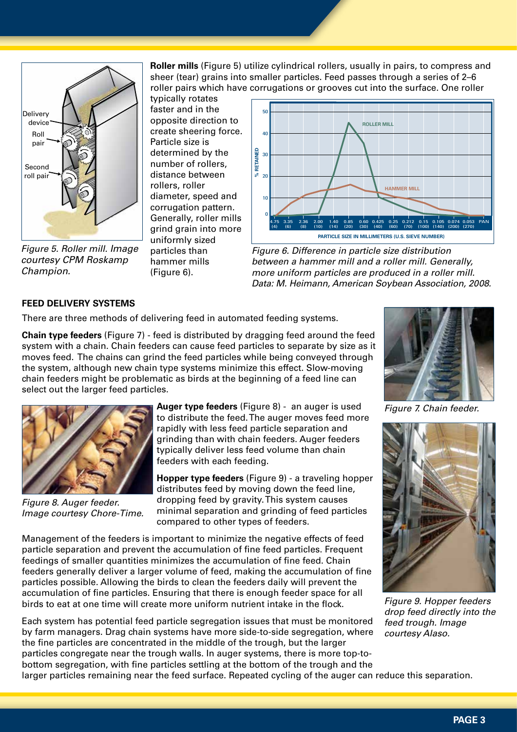Delivery device

Roll pair

Second roll pair

*Figure 5. Roller mill. Image courtesy CPM Roskamp Champion.*

**Roller mills** (Figure 5) utilize cylindrical rollers, usually in pairs, to compress and sheer (tear) grains into smaller particles. Feed passes through a series of 2–6 roller pairs which have corrugations or grooves cut into the surface. One roller typically rotates faster and in the opposite direction to create sheering force. Particle size is determined by the number of rollers, distance between rollers, roller diameter, speed and corrugation pattern. Generally, roller mills grind grain into more uniformly sized particles than hammer mills (Figure 6).

% RETAINED

50
40
30
20
10
0

ROLLER MILL

HAMMER MILL

4.75 (4) 3.35 (6) 2.36 (8) 2.00 (10) 1.40 (14) 0.85 (20) 0.60 (30) 0.425 (40) 0.25 (60) 0.212 (70) 0.15 (100) 0.105 (140) 0.074 (200) 0.053 (270) PAN

PARTICLE SIZE IN MILLIMETERS (U.S. SIEVE NUMBER)

*Figure 6. Difference in particle size distribution between a hammer mill and a roller mill. Generally, more uniform particles are produced in a roller mill. Data: M. Heimann, American Soybean Association, 2008.*

## FEED DELIVERY SYSTEMS

There are three methods of delivering feed in automated feeding systems.

**Chain type feeders** (Figure 7) - feed is distributed by dragging feed around the feed system with a chain. Chain feeders can cause feed particles to separate by size as it moves feed. The chains can grind the feed particles while being conveyed through the system, although new chain type systems minimize this effect. Slow-moving chain feeders might be problematic as birds at the beginning of a feed line can select out the larger feed particles.

*Figure 7. Chain feeder.*

**Auger type feeders** (Figure 8) - an auger is used to distribute the feed. The auger moves feed more rapidly with less feed particle separation and grinding than with chain feeders. Auger feeders typically deliver less feed volume than chain feeders with each feeding.

*Figure 8. Auger feeder. Image courtesy Chore-Time.*

**Hopper type feeders** (Figure 9) - a traveling hopper distributes feed by moving down the feed line, dropping feed by gravity. This system causes minimal separation and grinding of feed particles compared to other types of feeders.

*Figure 9. Hopper feeders drop feed directly into the feed trough. Image courtesy Alaso.*

Management of the feeders is important to minimize the negative effects of feed particle separation and prevent the accumulation of fine feed particles. Frequent feedings of smaller quantities minimizes the accumulation of fine feed. Chain feeders generally deliver a larger volume of feed, making the accumulation of fine particles possible. Allowing the birds to clean the feeders daily will prevent the accumulation of fine particles. Ensuring that there is enough feeder space for all birds to eat at one time will create more uniform nutrient intake in the flock.

Each system has potential feed particle segregation issues that must be monitored by farm managers. Drag chain systems have more side-to-side segregation, where the fine particles are concentrated in the middle of the trough, but the larger particles congregate near the trough walls. In auger systems, there is more top-to-bottom segregation, with fine particles settling at the bottom of the trough and the larger particles remaining near the feed surface. Repeated cycling of the auger can reduce this separation.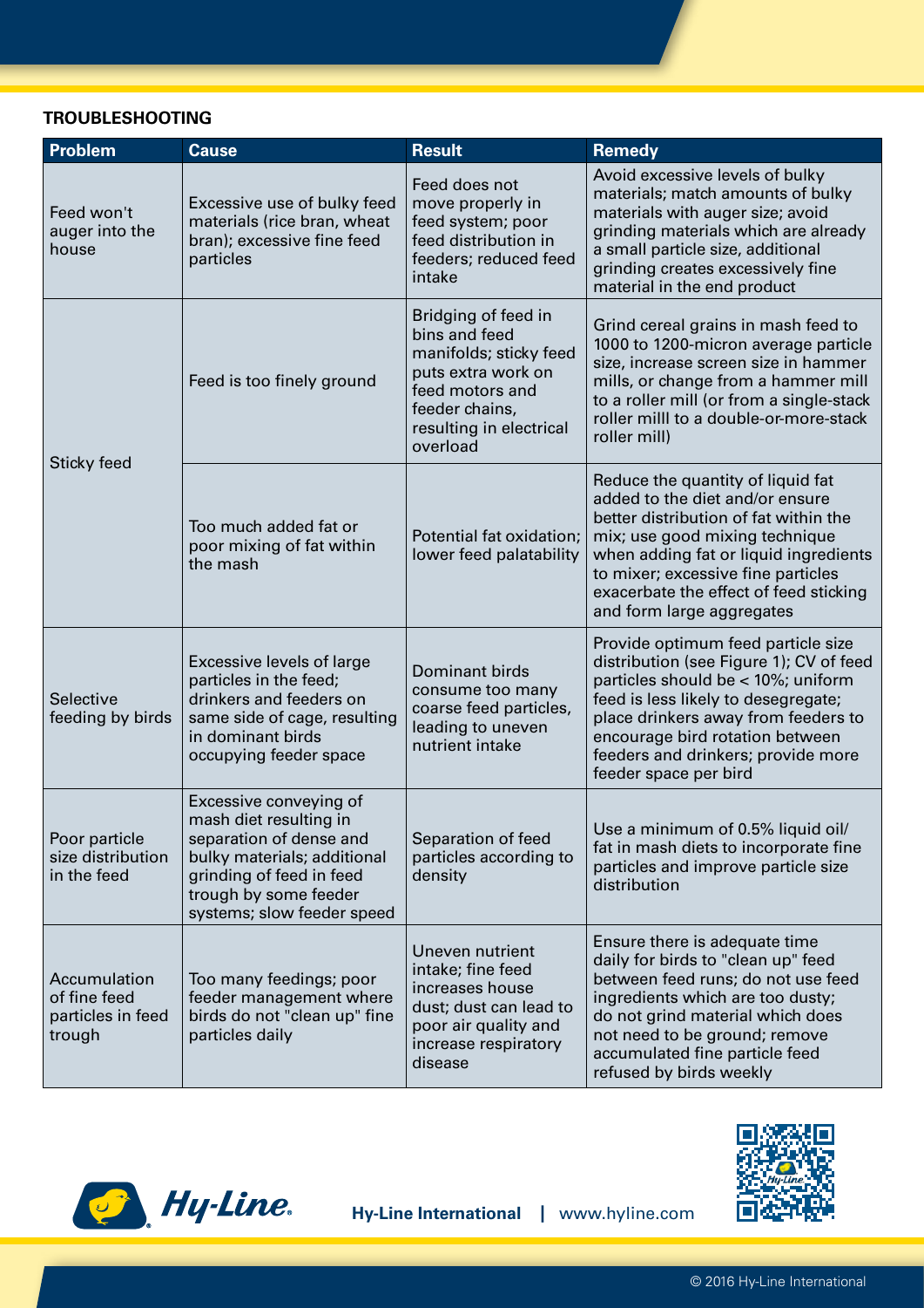## TROUBLESHOOTING

| Problem | Cause | Result | Remedy |
|---|---|---|---|
| Feed won't auger into the house | Excessive use of bulky feed materials (rice bran, wheat bran); excessive fine feed particles | Feed does not move properly in feed system; poor feed distribution in feeders; reduced feed intake | Avoid excessive levels of bulky materials; match amounts of bulky materials with auger size; avoid grinding materials which are already a small particle size, additional grinding creates excessively fine material in the end product |
| Sticky feed | Feed is too finely ground | Bridging of feed in bins and feed manifolds; sticky feed puts extra work on feed motors and feeder chains, resulting in electrical overload | Grind cereal grains in mash feed to 1000 to 1200-micron average particle size, increase screen size in hammer mills, or change from a hammer mill to a roller mill (or from a single-stack roller milll to a double-or-more-stack roller mill) |
| | Too much added fat or poor mixing of fat within the mash | Potential fat oxidation; lower feed palatability | Reduce the quantity of liquid fat added to the diet and/or ensure better distribution of fat within the mix; use good mixing technique when adding fat or liquid ingredients to mixer; excessive fine particles exacerbate the effect of feed sticking and form large aggregates |
| Selective feeding by birds | Excessive levels of large particles in the feed; drinkers and feeders on same side of cage, resulting in dominant birds occupying feeder space | Dominant birds consume too many coarse feed particles, leading to uneven nutrient intake | Provide optimum feed particle size distribution (see Figure 1); CV of feed particles should be < 10%; uniform feed is less likely to desegregate; place drinkers away from feeders to encourage bird rotation between feeders and drinkers; provide more feeder space per bird |
| Poor particle size distribution in the feed | Excessive conveying of mash diet resulting in separation of dense and bulky materials; additional grinding of feed in feed trough by some feeder systems; slow feeder speed | Separation of feed particles according to density | Use a minimum of 0.5% liquid oil/ fat in mash diets to incorporate fine particles and improve particle size distribution |
| Accumulation of fine feed particles in feed trough | Too many feedings; poor feeder management where birds do not "clean up" fine particles daily | Uneven nutrient intake; fine feed increases house dust; dust can lead to poor air quality and increase respiratory disease | Ensure there is adequate time daily for birds to "clean up" feed between feed runs; do not use feed ingredients which are too dusty; do not grind material which does not need to be ground; remove accumulated fine particle feed refused by birds weekly |

Hy-Line International | www.hyline.com

© 2016 Hy-Line International